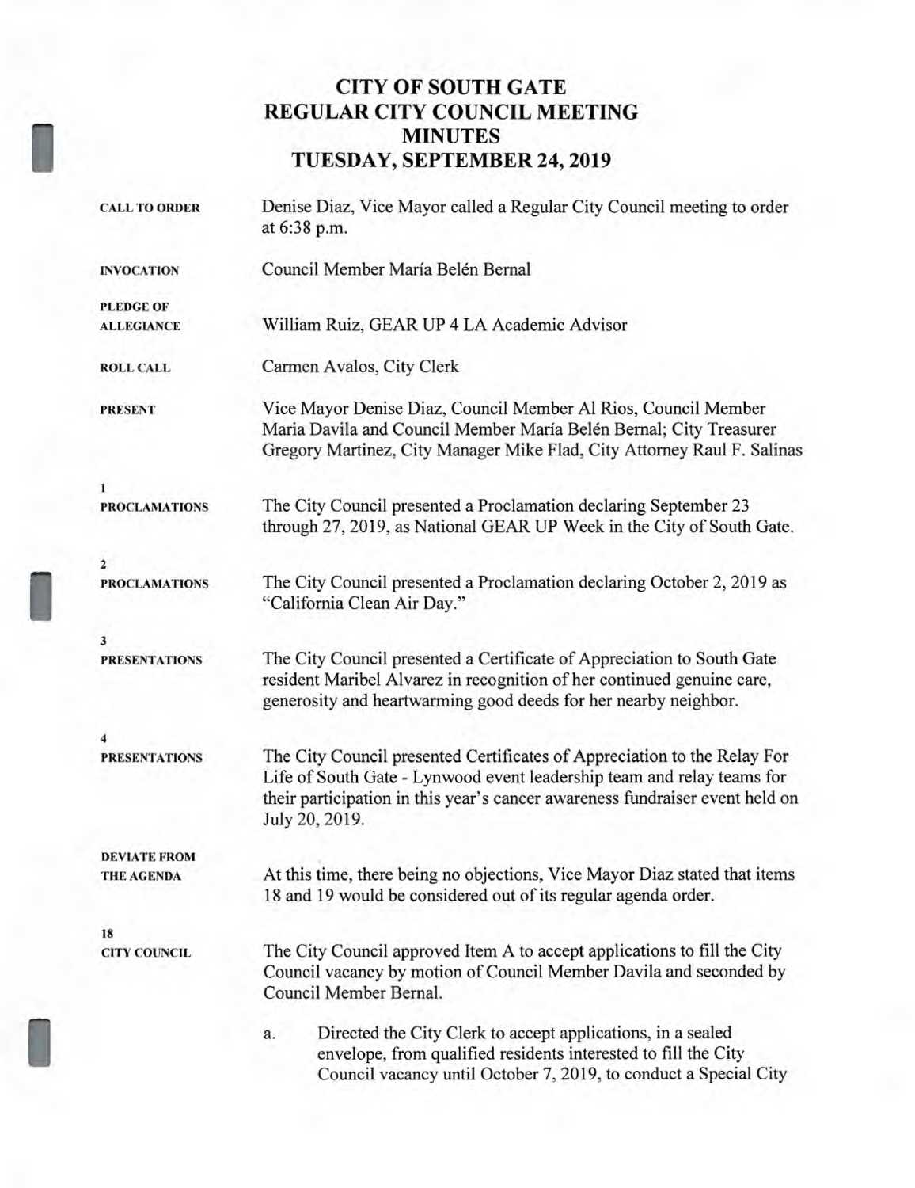# CITY OF SOUTH GATE
# REGULAR CITY COUNCIL MEETING
# MINUTES
# TUESDAY, SEPTEMBER 24, 2019

**CALL TO ORDER**

Denise Diaz, Vice Mayor called a Regular City Council meeting to order at 6:38 p.m.

**INVOCATION**

Council Member María Belén Bernal

**PLEDGE OF ALLEGIANCE**

William Ruiz, GEAR UP 4 LA Academic Advisor

**ROLL CALL**

Carmen Avalos, City Clerk

**PRESENT**

Vice Mayor Denise Diaz, Council Member Al Rios, Council Member Maria Davila and Council Member María Belén Bernal; City Treasurer Gregory Martinez, City Manager Mike Flad, City Attorney Raul F. Salinas

**1**
**PROCLAMATIONS**

The City Council presented a Proclamation declaring September 23 through 27, 2019, as National GEAR UP Week in the City of South Gate.

**2**
**PROCLAMATIONS**

The City Council presented a Proclamation declaring October 2, 2019 as "California Clean Air Day."

**3**
**PRESENTATIONS**

The City Council presented a Certificate of Appreciation to South Gate resident Maribel Alvarez in recognition of her continued genuine care, generosity and heartwarming good deeds for her nearby neighbor.

**4**
**PRESENTATIONS**

The City Council presented Certificates of Appreciation to the Relay For Life of South Gate - Lynwood event leadership team and relay teams for their participation in this year's cancer awareness fundraiser event held on July 20, 2019.

**DEVIATE FROM THE AGENDA**

At this time, there being no objections, Vice Mayor Diaz stated that items 18 and 19 would be considered out of its regular agenda order.

**18**
**CITY COUNCIL**

The City Council approved Item A to accept applications to fill the City Council vacancy by motion of Council Member Davila and seconded by Council Member Bernal.

a. Directed the City Clerk to accept applications, in a sealed envelope, from qualified residents interested to fill the City Council vacancy until October 7, 2019, to conduct a Special City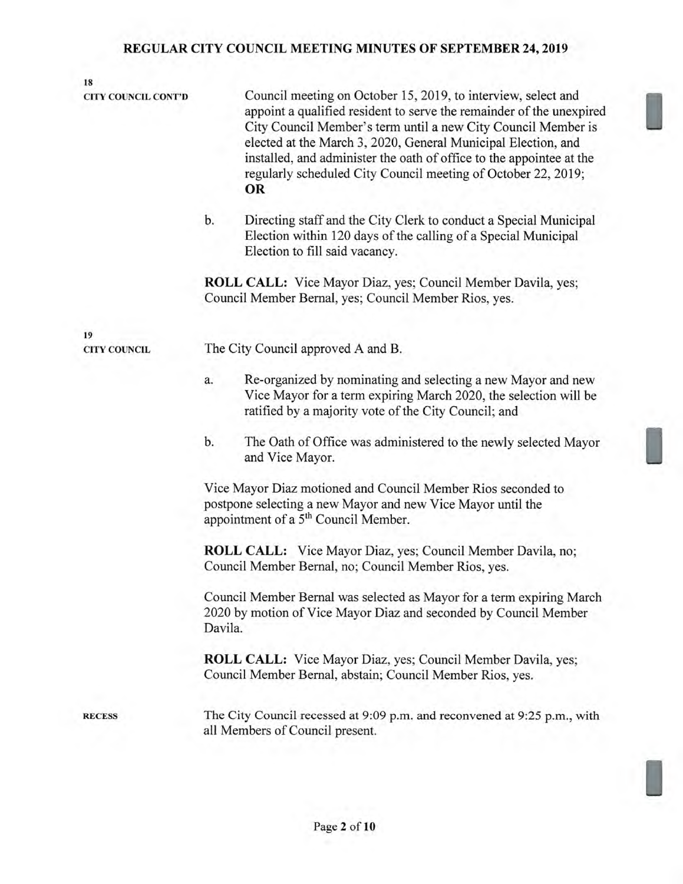**18**
**CITY COUNCIL CONT'D**

Council meeting on October 15, 2019, to interview, select and appoint a qualified resident to serve the remainder of the unexpired City Council Member's term until a new City Council Member is elected at the March 3, 2020, General Municipal Election, and installed, and administer the oath of office to the appointee at the regularly scheduled City Council meeting of October 22, 2019; **OR**

b. Directing staff and the City Clerk to conduct a Special Municipal Election within 120 days of the calling of a Special Municipal Election to fill said vacancy.

**ROLL CALL:** Vice Mayor Diaz, yes; Council Member Davila, yes; Council Member Bernal, yes; Council Member Rios, yes.

**19**
**CITY COUNCIL**

The City Council approved A and B.

a. Re-organized by nominating and selecting a new Mayor and new Vice Mayor for a term expiring March 2020, the selection will be ratified by a majority vote of the City Council; and

b. The Oath of Office was administered to the newly selected Mayor and Vice Mayor.

Vice Mayor Diaz motioned and Council Member Rios seconded to postpone selecting a new Mayor and new Vice Mayor until the appointment of a 5th Council Member.

**ROLL CALL:** Vice Mayor Diaz, yes; Council Member Davila, no; Council Member Bernal, no; Council Member Rios, yes.

Council Member Bernal was selected as Mayor for a term expiring March 2020 by motion of Vice Mayor Diaz and seconded by Council Member Davila.

**ROLL CALL:** Vice Mayor Diaz, yes; Council Member Davila, yes; Council Member Bernal, abstain; Council Member Rios, yes.

**RECESS**

The City Council recessed at 9:09 p.m. and reconvened at 9:25 p.m., with all Members of Council present.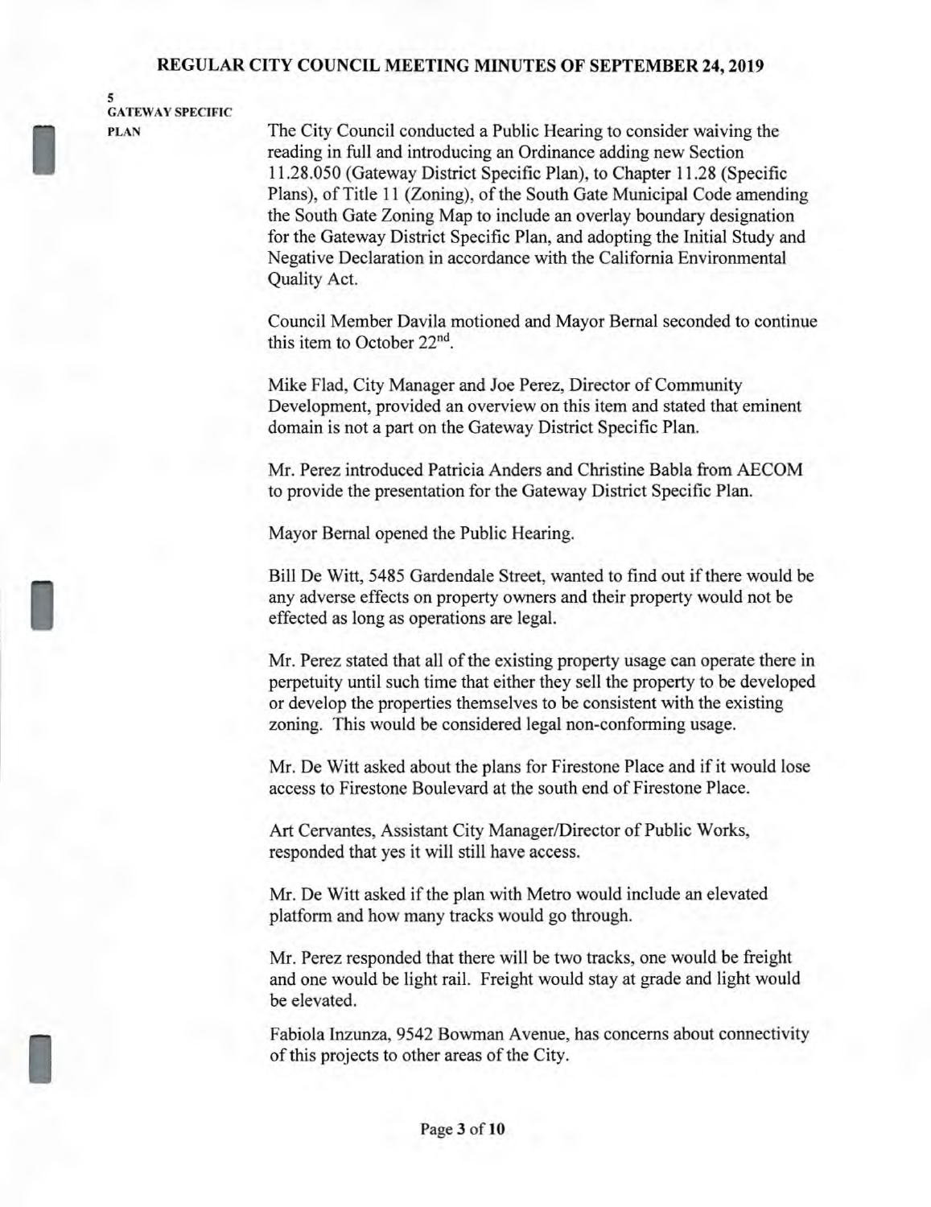**5**
**GATEWAY SPECIFIC PLAN**

The City Council conducted a Public Hearing to consider waiving the reading in full and introducing an Ordinance adding new Section 11.28.050 (Gateway District Specific Plan), to Chapter 11.28 (Specific Plans), of Title 11 (Zoning), of the South Gate Municipal Code amending the South Gate Zoning Map to include an overlay boundary designation for the Gateway District Specific Plan, and adopting the Initial Study and Negative Declaration in accordance with the California Environmental Quality Act.

Council Member Davila motioned and Mayor Bernal seconded to continue this item to October 22nd.

Mike Flad, City Manager and Joe Perez, Director of Community Development, provided an overview on this item and stated that eminent domain is not a part on the Gateway District Specific Plan.

Mr. Perez introduced Patricia Anders and Christine Babla from AECOM to provide the presentation for the Gateway District Specific Plan.

Mayor Bernal opened the Public Hearing.

Bill De Witt, 5485 Gardendale Street, wanted to find out if there would be any adverse effects on property owners and their property would not be effected as long as operations are legal.

Mr. Perez stated that all of the existing property usage can operate there in perpetuity until such time that either they sell the property to be developed or develop the properties themselves to be consistent with the existing zoning. This would be considered legal non-conforming usage.

Mr. De Witt asked about the plans for Firestone Place and if it would lose access to Firestone Boulevard at the south end of Firestone Place.

Art Cervantes, Assistant City Manager/Director of Public Works, responded that yes it will still have access.

Mr. De Witt asked if the plan with Metro would include an elevated platform and how many tracks would go through.

Mr. Perez responded that there will be two tracks, one would be freight and one would be light rail. Freight would stay at grade and light would be elevated.

Fabiola Inzunza, 9542 Bowman Avenue, has concerns about connectivity of this projects to other areas of the City.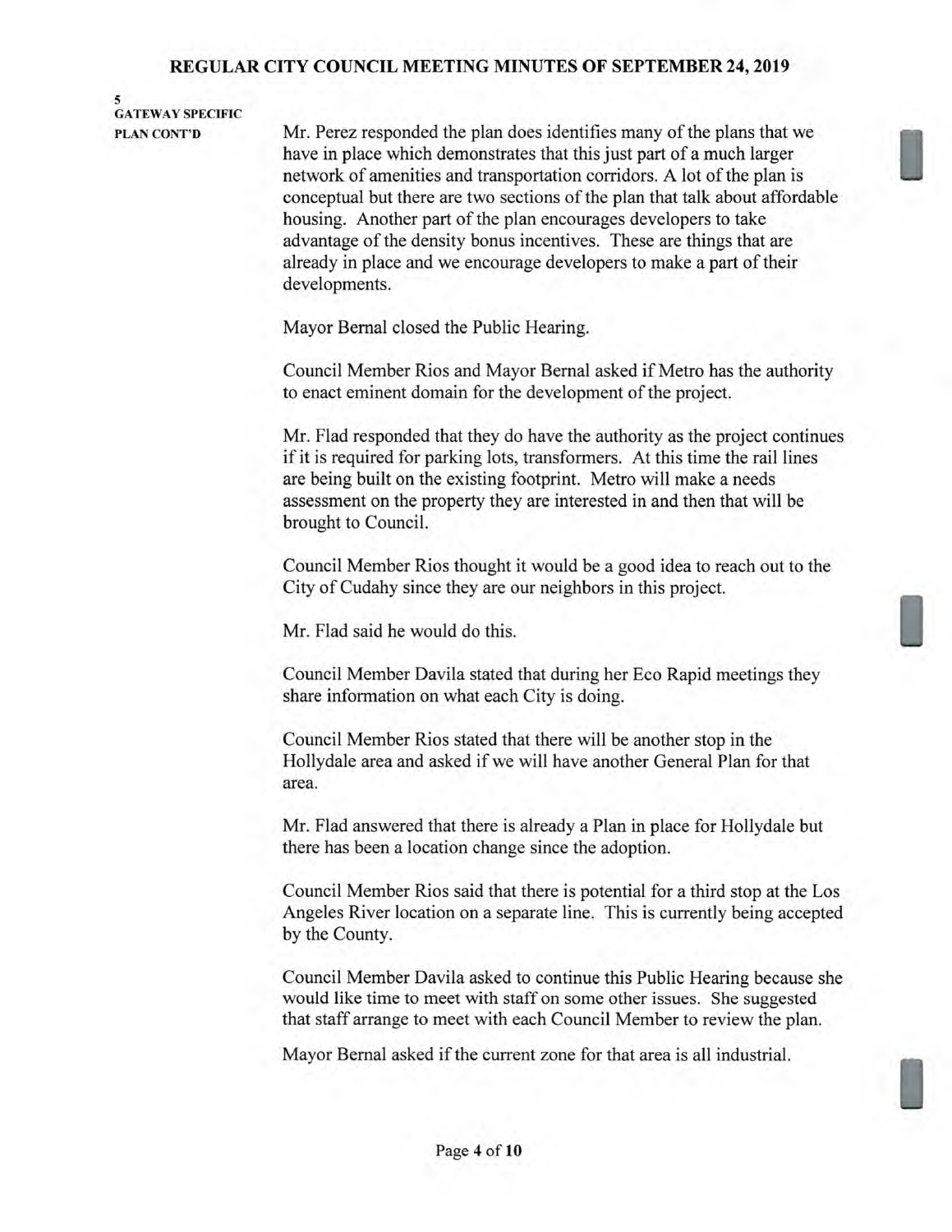**5**
**GATEWAY SPECIFIC PLAN CONT'D**

Mr. Perez responded the plan does identifies many of the plans that we have in place which demonstrates that this just part of a much larger network of amenities and transportation corridors. A lot of the plan is conceptual but there are two sections of the plan that talk about affordable housing. Another part of the plan encourages developers to take advantage of the density bonus incentives. These are things that are already in place and we encourage developers to make a part of their developments.

Mayor Bernal closed the Public Hearing.

Council Member Rios and Mayor Bernal asked if Metro has the authority to enact eminent domain for the development of the project.

Mr. Flad responded that they do have the authority as the project continues if it is required for parking lots, transformers. At this time the rail lines are being built on the existing footprint. Metro will make a needs assessment on the property they are interested in and then that will be brought to Council.

Council Member Rios thought it would be a good idea to reach out to the City of Cudahy since they are our neighbors in this project.

Mr. Flad said he would do this.

Council Member Davila stated that during her Eco Rapid meetings they share information on what each City is doing.

Council Member Rios stated that there will be another stop in the Hollydale area and asked if we will have another General Plan for that area.

Mr. Flad answered that there is already a Plan in place for Hollydale but there has been a location change since the adoption.

Council Member Rios said that there is potential for a third stop at the Los Angeles River location on a separate line. This is currently being accepted by the County.

Council Member Davila asked to continue this Public Hearing because she would like time to meet with staff on some other issues. She suggested that staff arrange to meet with each Council Member to review the plan.

Mayor Bernal asked if the current zone for that area is all industrial.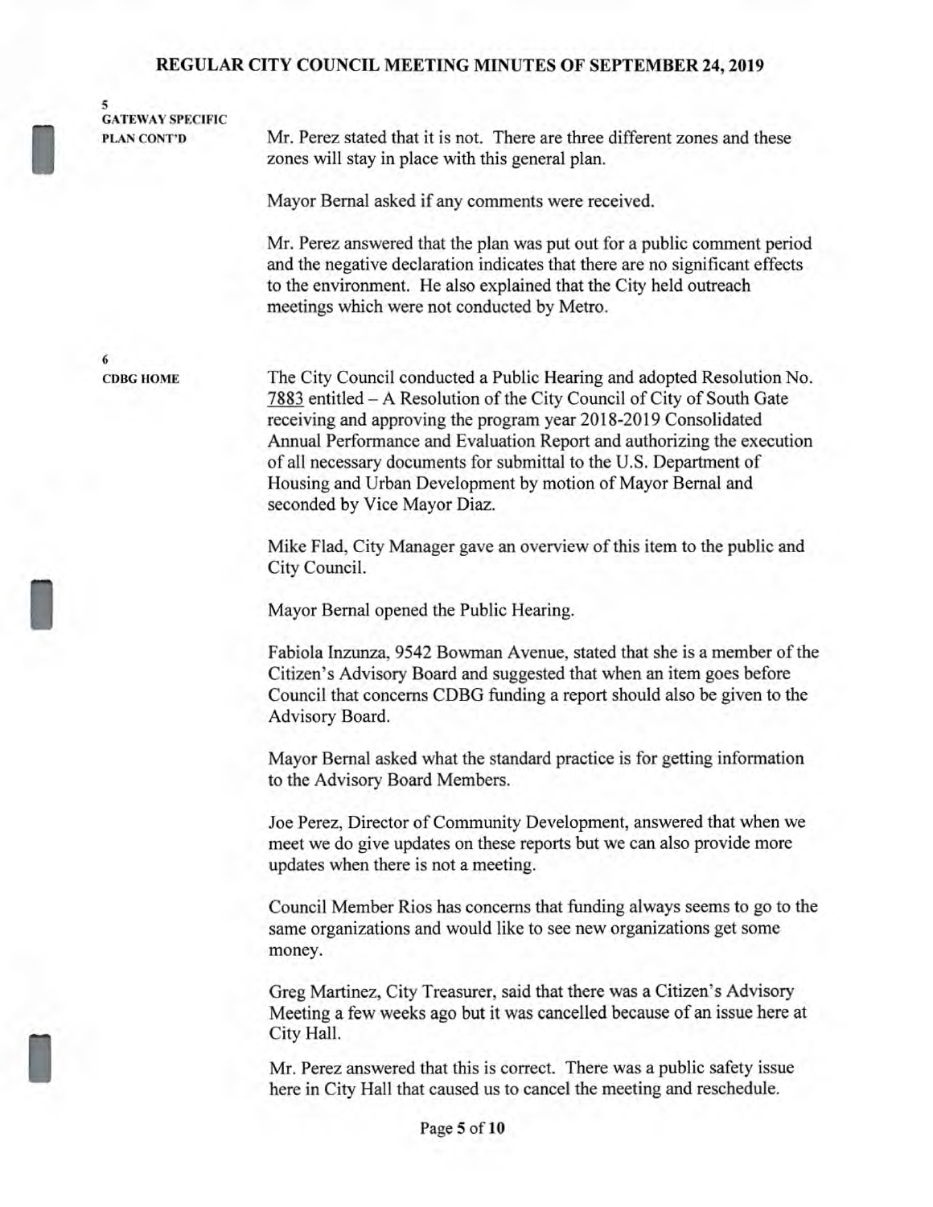**5**
**GATEWAY SPECIFIC PLAN CONT'D**

Mr. Perez stated that it is not. There are three different zones and these zones will stay in place with this general plan.

Mayor Bernal asked if any comments were received.

Mr. Perez answered that the plan was put out for a public comment period and the negative declaration indicates that there are no significant effects to the environment. He also explained that the City held outreach meetings which were not conducted by Metro.

**6**
**CDBG HOME**

The City Council conducted a Public Hearing and adopted Resolution No. 7883 entitled – A Resolution of the City Council of City of South Gate receiving and approving the program year 2018-2019 Consolidated Annual Performance and Evaluation Report and authorizing the execution of all necessary documents for submittal to the U.S. Department of Housing and Urban Development by motion of Mayor Bernal and seconded by Vice Mayor Diaz.

Mike Flad, City Manager gave an overview of this item to the public and City Council.

Mayor Bernal opened the Public Hearing.

Fabiola Inzunza, 9542 Bowman Avenue, stated that she is a member of the Citizen's Advisory Board and suggested that when an item goes before Council that concerns CDBG funding a report should also be given to the Advisory Board.

Mayor Bernal asked what the standard practice is for getting information to the Advisory Board Members.

Joe Perez, Director of Community Development, answered that when we meet we do give updates on these reports but we can also provide more updates when there is not a meeting.

Council Member Rios has concerns that funding always seems to go to the same organizations and would like to see new organizations get some money.

Greg Martinez, City Treasurer, said that there was a Citizen's Advisory Meeting a few weeks ago but it was cancelled because of an issue here at City Hall.

Mr. Perez answered that this is correct. There was a public safety issue here in City Hall that caused us to cancel the meeting and reschedule.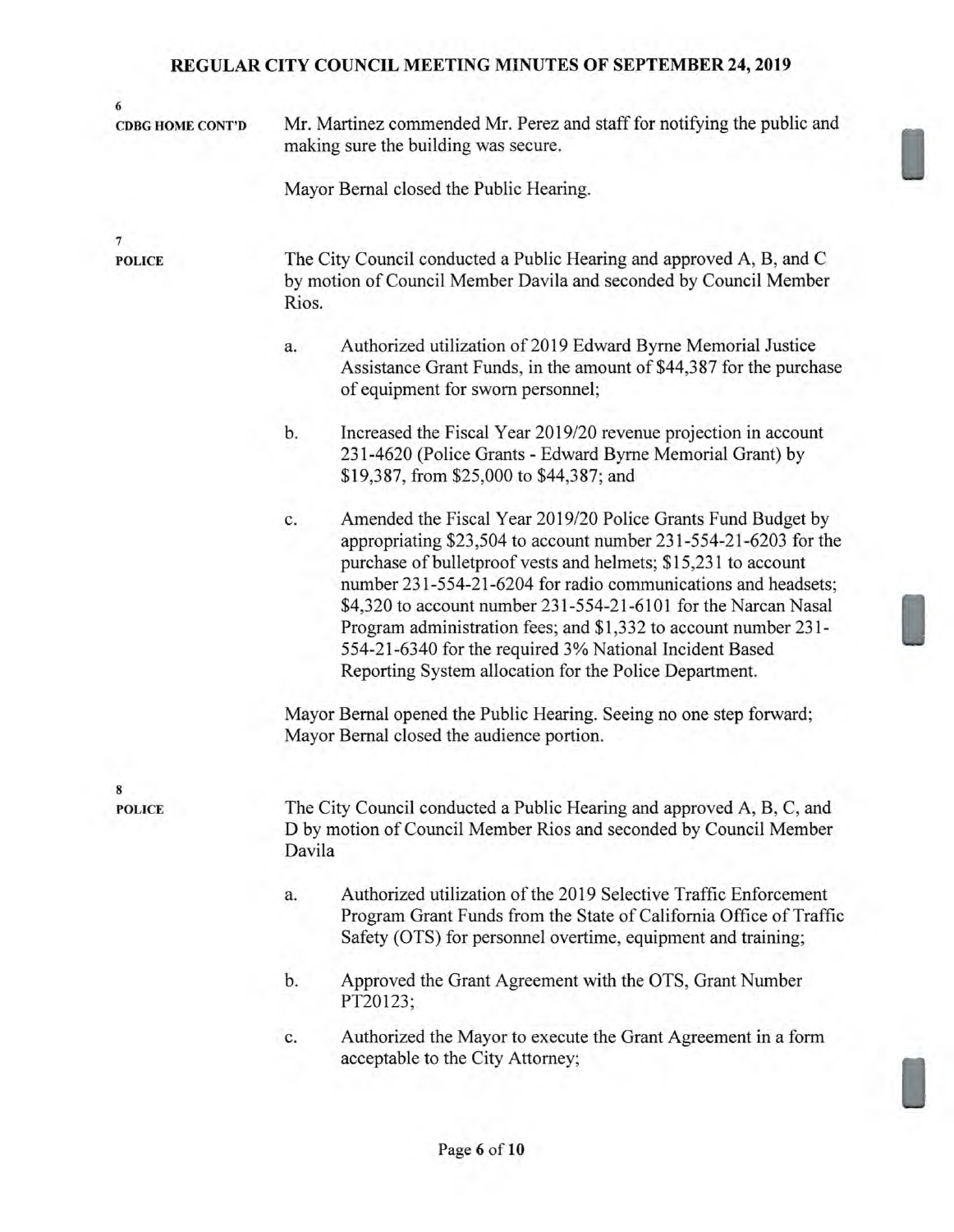**6**
**CDBG HOME CONT'D**

Mr. Martinez commended Mr. Perez and staff for notifying the public and making sure the building was secure.

Mayor Bernal closed the Public Hearing.

**7**
**POLICE**

The City Council conducted a Public Hearing and approved A, B, and C by motion of Council Member Davila and seconded by Council Member Rios.

a. Authorized utilization of 2019 Edward Byrne Memorial Justice Assistance Grant Funds, in the amount of $44,387 for the purchase of equipment for sworn personnel;

b. Increased the Fiscal Year 2019/20 revenue projection in account 231-4620 (Police Grants - Edward Byrne Memorial Grant) by $19,387, from $25,000 to $44,387; and

c. Amended the Fiscal Year 2019/20 Police Grants Fund Budget by appropriating $23,504 to account number 231-554-21-6203 for the purchase of bulletproof vests and helmets; $15,231 to account number 231-554-21-6204 for radio communications and headsets; $4,320 to account number 231-554-21-6101 for the Narcan Nasal Program administration fees; and $1,332 to account number 231-554-21-6340 for the required 3% National Incident Based Reporting System allocation for the Police Department.

Mayor Bernal opened the Public Hearing. Seeing no one step forward; Mayor Bernal closed the audience portion.

**8**
**POLICE**

The City Council conducted a Public Hearing and approved A, B, C, and D by motion of Council Member Rios and seconded by Council Member Davila

a. Authorized utilization of the 2019 Selective Traffic Enforcement Program Grant Funds from the State of California Office of Traffic Safety (OTS) for personnel overtime, equipment and training;

b. Approved the Grant Agreement with the OTS, Grant Number PT20123;

c. Authorized the Mayor to execute the Grant Agreement in a form acceptable to the City Attorney;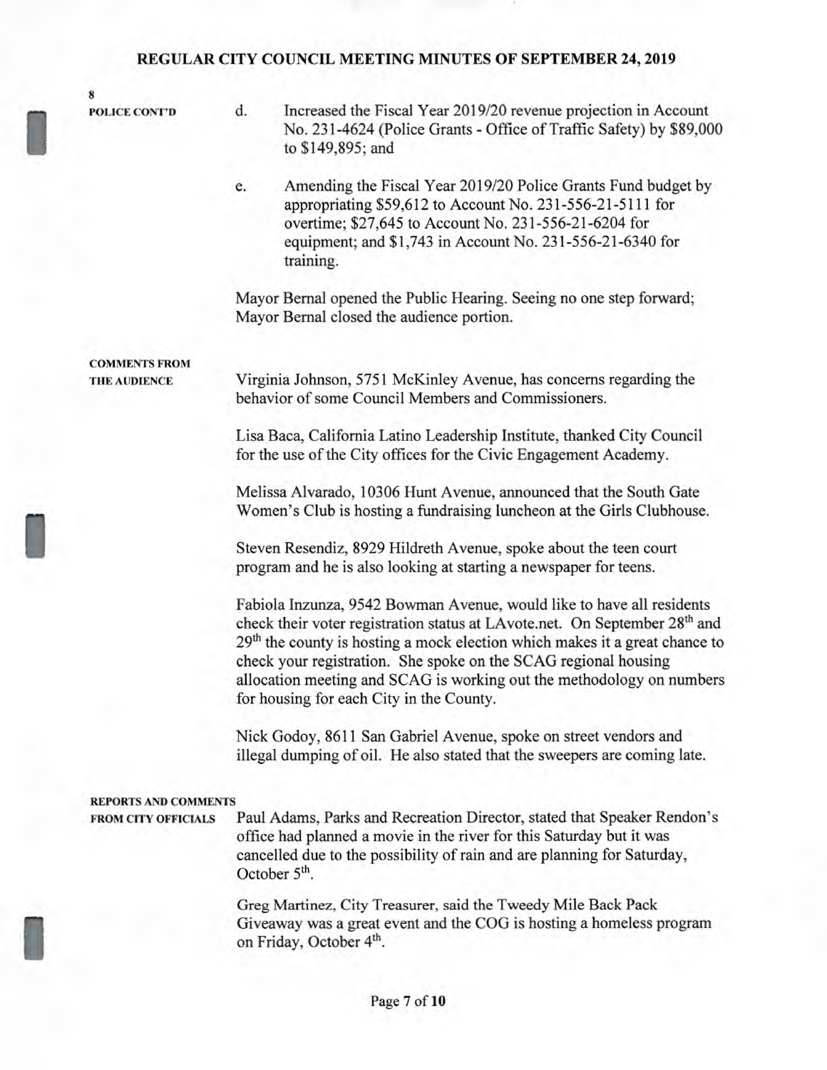8

**POLICE CONT'D**

d. Increased the Fiscal Year 2019/20 revenue projection in Account No. 231-4624 (Police Grants - Office of Traffic Safety) by $89,000 to $149,895; and

e. Amending the Fiscal Year 2019/20 Police Grants Fund budget by appropriating $59,612 to Account No. 231-556-21-5111 for overtime; $27,645 to Account No. 231-556-21-6204 for equipment; and $1,743 in Account No. 231-556-21-6340 for training.

Mayor Bernal opened the Public Hearing. Seeing no one step forward; Mayor Bernal closed the audience portion.

**COMMENTS FROM THE AUDIENCE**

Virginia Johnson, 5751 McKinley Avenue, has concerns regarding the behavior of some Council Members and Commissioners.

Lisa Baca, California Latino Leadership Institute, thanked City Council for the use of the City offices for the Civic Engagement Academy.

Melissa Alvarado, 10306 Hunt Avenue, announced that the South Gate Women's Club is hosting a fundraising luncheon at the Girls Clubhouse.

Steven Resendiz, 8929 Hildreth Avenue, spoke about the teen court program and he is also looking at starting a newspaper for teens.

Fabiola Inzunza, 9542 Bowman Avenue, would like to have all residents check their voter registration status at LAvote.net. On September 28th and 29th the county is hosting a mock election which makes it a great chance to check your registration. She spoke on the SCAG regional housing allocation meeting and SCAG is working out the methodology on numbers for housing for each City in the County.

Nick Godoy, 8611 San Gabriel Avenue, spoke on street vendors and illegal dumping of oil. He also stated that the sweepers are coming late.

**REPORTS AND COMMENTS FROM CITY OFFICIALS**

Paul Adams, Parks and Recreation Director, stated that Speaker Rendon's office had planned a movie in the river for this Saturday but it was cancelled due to the possibility of rain and are planning for Saturday, October 5th.

Greg Martinez, City Treasurer, said the Tweedy Mile Back Pack Giveaway was a great event and the COG is hosting a homeless program on Friday, October 4th.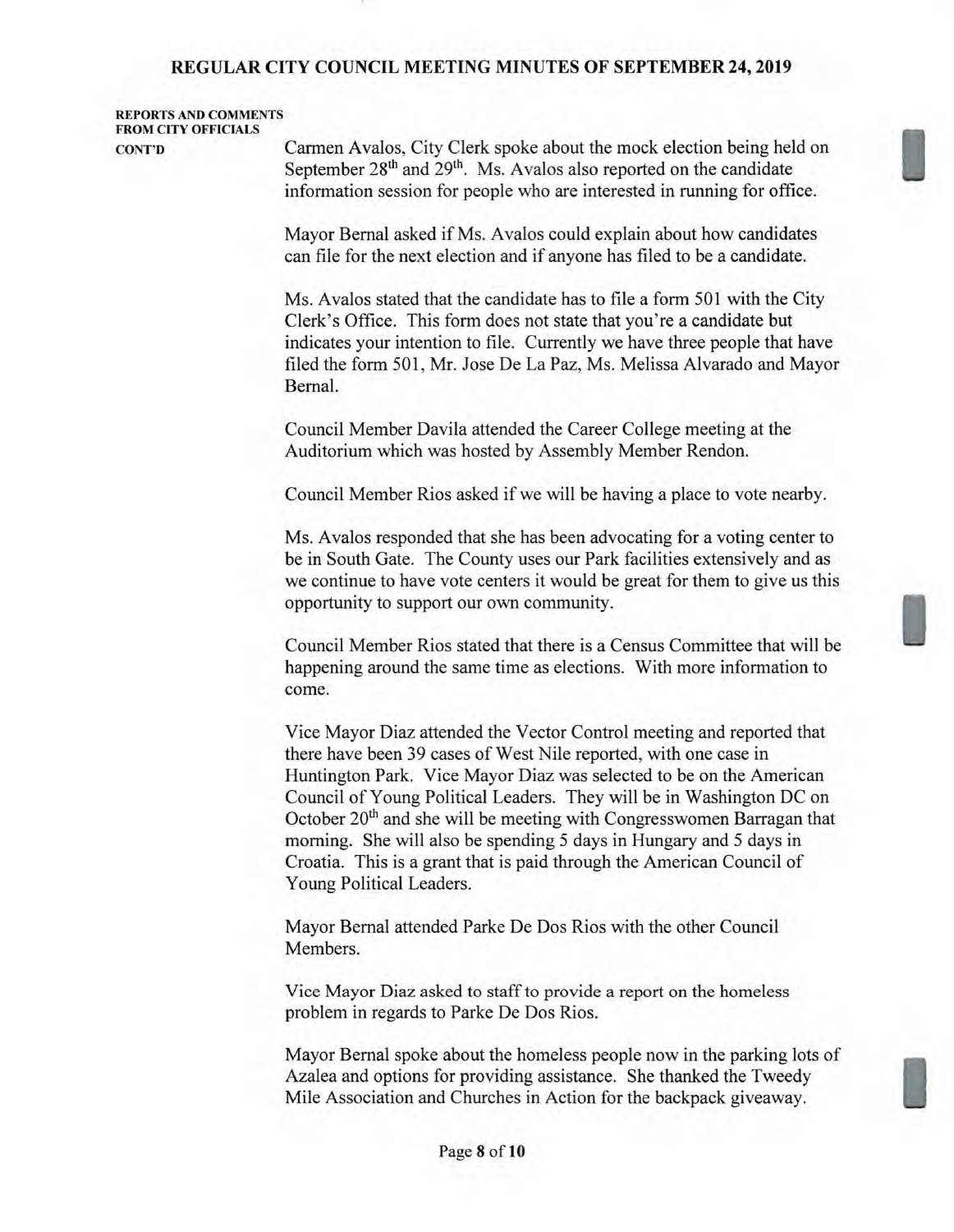**REPORTS AND COMMENTS FROM CITY OFFICIALS CONT'D**

Carmen Avalos, City Clerk spoke about the mock election being held on September 28th and 29th. Ms. Avalos also reported on the candidate information session for people who are interested in running for office.

Mayor Bernal asked if Ms. Avalos could explain about how candidates can file for the next election and if anyone has filed to be a candidate.

Ms. Avalos stated that the candidate has to file a form 501 with the City Clerk's Office. This form does not state that you're a candidate but indicates your intention to file. Currently we have three people that have filed the form 501, Mr. Jose De La Paz, Ms. Melissa Alvarado and Mayor Bernal.

Council Member Davila attended the Career College meeting at the Auditorium which was hosted by Assembly Member Rendon.

Council Member Rios asked if we will be having a place to vote nearby.

Ms. Avalos responded that she has been advocating for a voting center to be in South Gate. The County uses our Park facilities extensively and as we continue to have vote centers it would be great for them to give us this opportunity to support our own community.

Council Member Rios stated that there is a Census Committee that will be happening around the same time as elections. With more information to come.

Vice Mayor Diaz attended the Vector Control meeting and reported that there have been 39 cases of West Nile reported, with one case in Huntington Park. Vice Mayor Diaz was selected to be on the American Council of Young Political Leaders. They will be in Washington DC on October 20th and she will be meeting with Congresswomen Barragan that morning. She will also be spending 5 days in Hungary and 5 days in Croatia. This is a grant that is paid through the American Council of Young Political Leaders.

Mayor Bernal attended Parke De Dos Rios with the other Council Members.

Vice Mayor Diaz asked to staff to provide a report on the homeless problem in regards to Parke De Dos Rios.

Mayor Bernal spoke about the homeless people now in the parking lots of Azalea and options for providing assistance. She thanked the Tweedy Mile Association and Churches in Action for the backpack giveaway.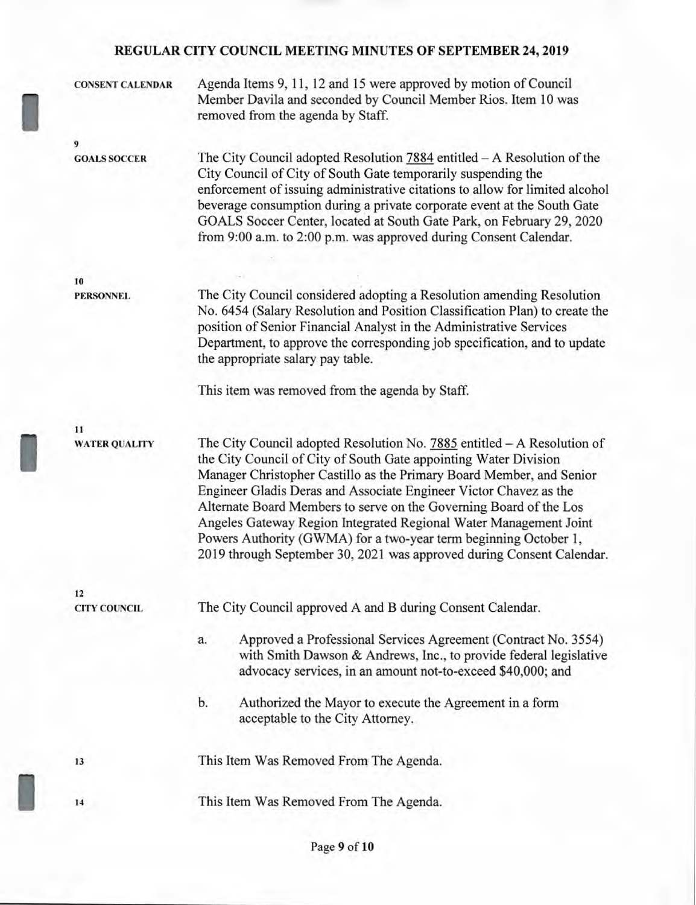**CONSENT CALENDAR**

Agenda Items 9, 11, 12 and 15 were approved by motion of Council Member Davila and seconded by Council Member Rios. Item 10 was removed from the agenda by Staff.

**9**
**GOALS SOCCER**

The City Council adopted Resolution 7884 entitled – A Resolution of the City Council of City of South Gate temporarily suspending the enforcement of issuing administrative citations to allow for limited alcohol beverage consumption during a private corporate event at the South Gate GOALS Soccer Center, located at South Gate Park, on February 29, 2020 from 9:00 a.m. to 2:00 p.m. was approved during Consent Calendar.

**10**
**PERSONNEL**

The City Council considered adopting a Resolution amending Resolution No. 6454 (Salary Resolution and Position Classification Plan) to create the position of Senior Financial Analyst in the Administrative Services Department, to approve the corresponding job specification, and to update the appropriate salary pay table.

This item was removed from the agenda by Staff.

**11**
**WATER QUALITY**

The City Council adopted Resolution No. 7885 entitled – A Resolution of the City Council of City of South Gate appointing Water Division Manager Christopher Castillo as the Primary Board Member, and Senior Engineer Gladis Deras and Associate Engineer Victor Chavez as the Alternate Board Members to serve on the Governing Board of the Los Angeles Gateway Region Integrated Regional Water Management Joint Powers Authority (GWMA) for a two-year term beginning October 1, 2019 through September 30, 2021 was approved during Consent Calendar.

**12**
**CITY COUNCIL**

The City Council approved A and B during Consent Calendar.

a. Approved a Professional Services Agreement (Contract No. 3554) with Smith Dawson & Andrews, Inc., to provide federal legislative advocacy services, in an amount not-to-exceed $40,000; and

b. Authorized the Mayor to execute the Agreement in a form acceptable to the City Attorney.

**13**

This Item Was Removed From The Agenda.

**14**

This Item Was Removed From The Agenda.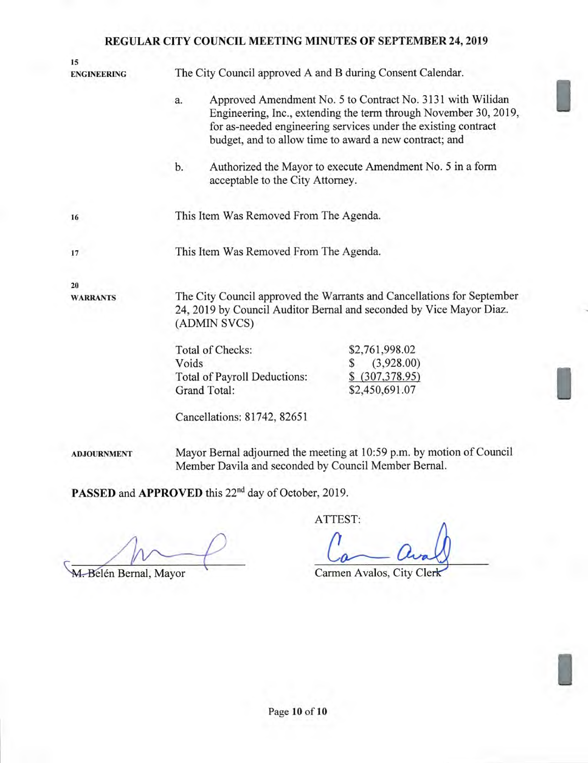**15**
**ENGINEERING**

The City Council approved A and B during Consent Calendar.

a. Approved Amendment No. 5 to Contract No. 3131 with Wilidan Engineering, Inc., extending the term through November 30, 2019, for as-needed engineering services under the existing contract budget, and to allow time to award a new contract; and

b. Authorized the Mayor to execute Amendment No. 5 in a form acceptable to the City Attorney.

**16**

This Item Was Removed From The Agenda.

**17**

This Item Was Removed From The Agenda.

**20**
**WARRANTS**

The City Council approved the Warrants and Cancellations for September 24, 2019 by Council Auditor Bernal and seconded by Vice Mayor Diaz. (ADMIN SVCS)

| | |
|---|---|
| Total of Checks: | $2,761,998.02 |
| Voids | $ (3,928.00) |
| Total of Payroll Deductions: | $ (307,378.95) |
| Grand Total: | $2,450,691.07 |

Cancellations: 81742, 82651

**ADJOURNMENT**

Mayor Bernal adjourned the meeting at 10:59 p.m. by motion of Council Member Davila and seconded by Council Member Bernal.

**PASSED** and **APPROVED** this 22nd day of October, 2019.

M. Belén Bernal, Mayor

ATTEST:

Carmen Avalos, City Clerk